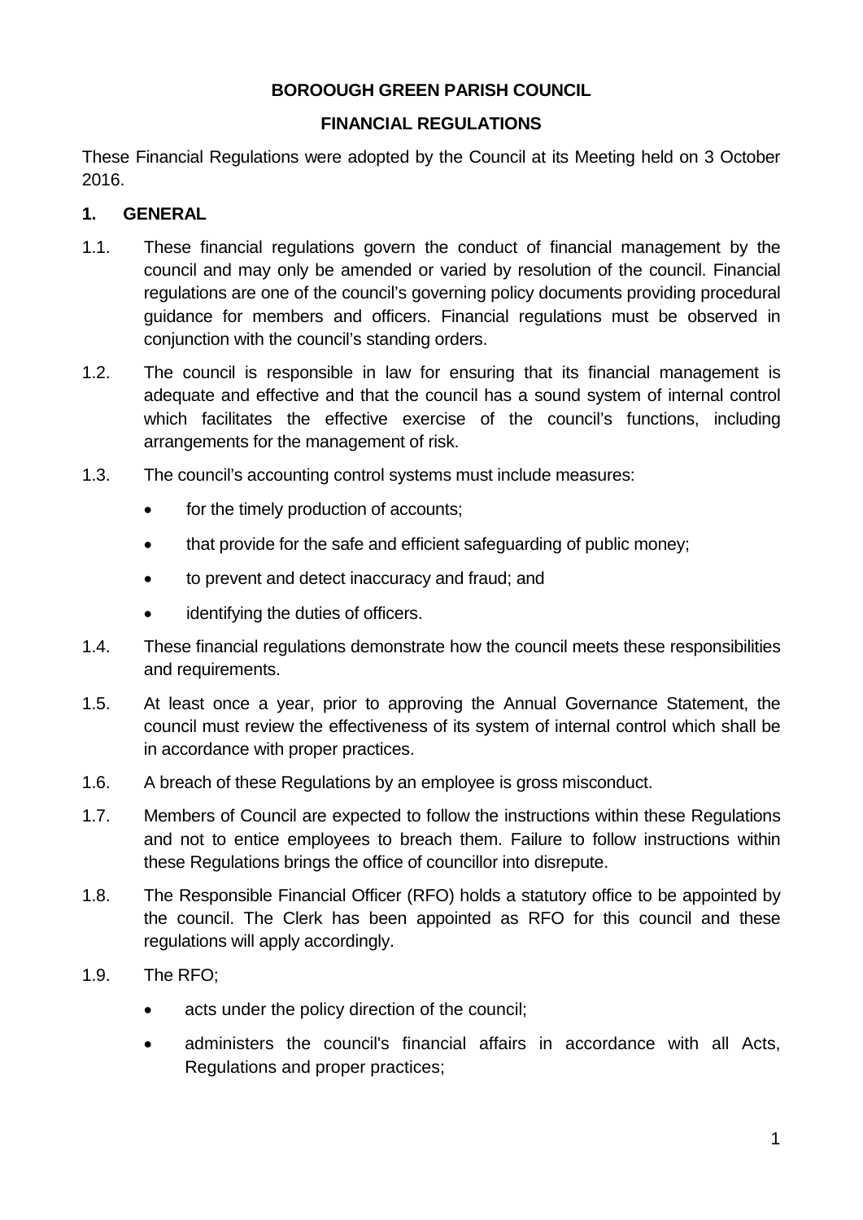# BOROOUGH GREEN PARISH COUNCIL

## FINANCIAL REGULATIONS

These Financial Regulations were adopted by the Council at its Meeting held on 3 October 2016.

### 1. GENERAL

1.1. These financial regulations govern the conduct of financial management by the council and may only be amended or varied by resolution of the council. Financial regulations are one of the council's governing policy documents providing procedural guidance for members and officers. Financial regulations must be observed in conjunction with the council's standing orders.

1.2. The council is responsible in law for ensuring that its financial management is adequate and effective and that the council has a sound system of internal control which facilitates the effective exercise of the council's functions, including arrangements for the management of risk.

1.3. The council's accounting control systems must include measures:

- for the timely production of accounts;
- that provide for the safe and efficient safeguarding of public money;
- to prevent and detect inaccuracy and fraud; and
- identifying the duties of officers.

1.4. These financial regulations demonstrate how the council meets these responsibilities and requirements.

1.5. At least once a year, prior to approving the Annual Governance Statement, the council must review the effectiveness of its system of internal control which shall be in accordance with proper practices.

1.6. A breach of these Regulations by an employee is gross misconduct.

1.7. Members of Council are expected to follow the instructions within these Regulations and not to entice employees to breach them. Failure to follow instructions within these Regulations brings the office of councillor into disrepute.

1.8. The Responsible Financial Officer (RFO) holds a statutory office to be appointed by the council. The Clerk has been appointed as RFO for this council and these regulations will apply accordingly.

1.9. The RFO;

- acts under the policy direction of the council;
- administers the council's financial affairs in accordance with all Acts, Regulations and proper practices;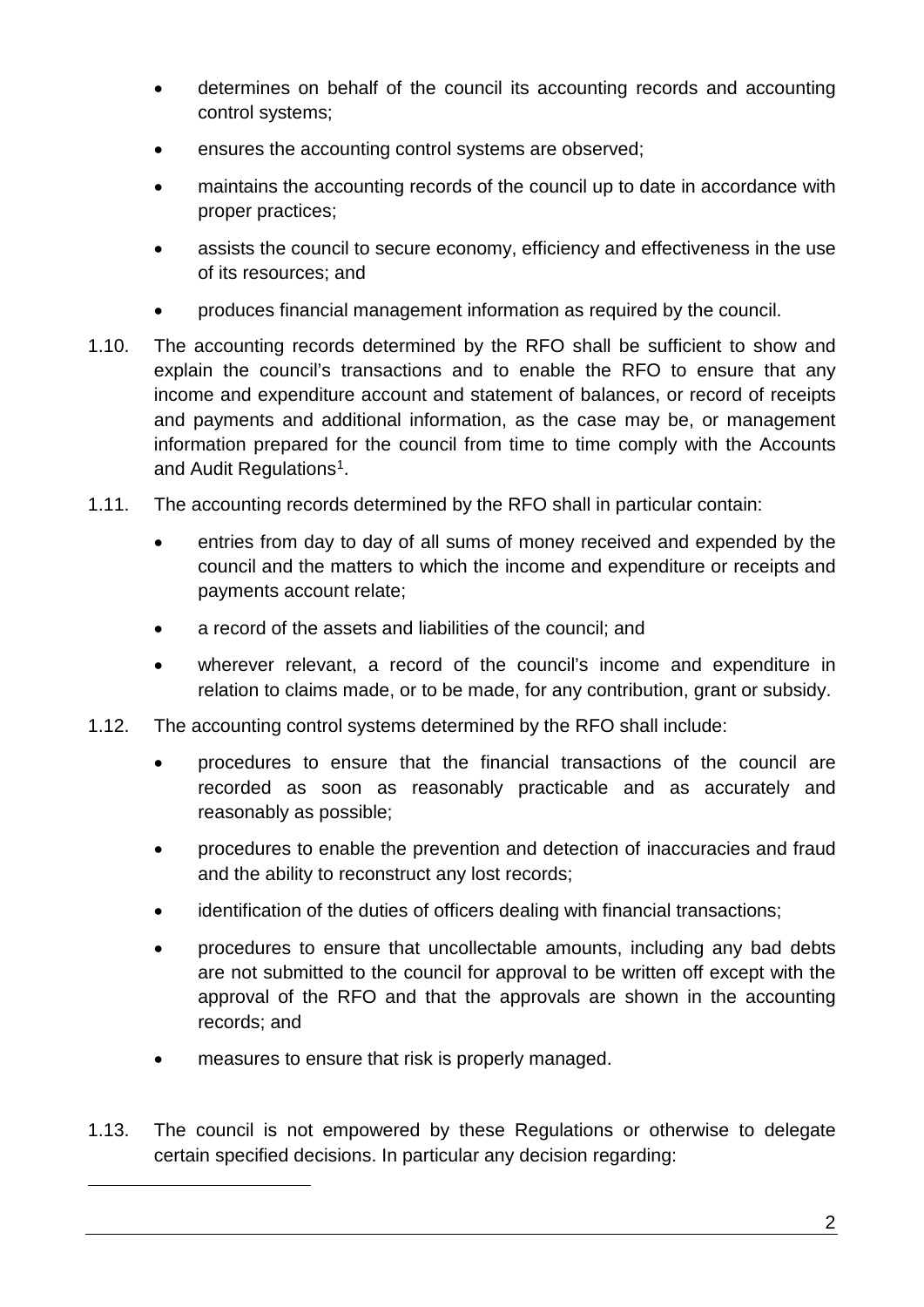- determines on behalf of the council its accounting records and accounting control systems;
- ensures the accounting control systems are observed;
- maintains the accounting records of the council up to date in accordance with proper practices;
- assists the council to secure economy, efficiency and effectiveness in the use of its resources; and
- produces financial management information as required by the council.

1.10. The accounting records determined by the RFO shall be sufficient to show and explain the council's transactions and to enable the RFO to ensure that any income and expenditure account and statement of balances, or record of receipts and payments and additional information, as the case may be, or management information prepared for the council from time to time comply with the Accounts and Audit Regulations[1].

1.11. The accounting records determined by the RFO shall in particular contain:

- entries from day to day of all sums of money received and expended by the council and the matters to which the income and expenditure or receipts and payments account relate;
- a record of the assets and liabilities of the council; and
- wherever relevant, a record of the council's income and expenditure in relation to claims made, or to be made, for any contribution, grant or subsidy.

1.12. The accounting control systems determined by the RFO shall include:

- procedures to ensure that the financial transactions of the council are recorded as soon as reasonably practicable and as accurately and reasonably as possible;
- procedures to enable the prevention and detection of inaccuracies and fraud and the ability to reconstruct any lost records;
- identification of the duties of officers dealing with financial transactions;
- procedures to ensure that uncollectable amounts, including any bad debts are not submitted to the council for approval to be written off except with the approval of the RFO and that the approvals are shown in the accounting records; and
- measures to ensure that risk is properly managed.

1.13. The council is not empowered by these Regulations or otherwise to delegate certain specified decisions. In particular any decision regarding: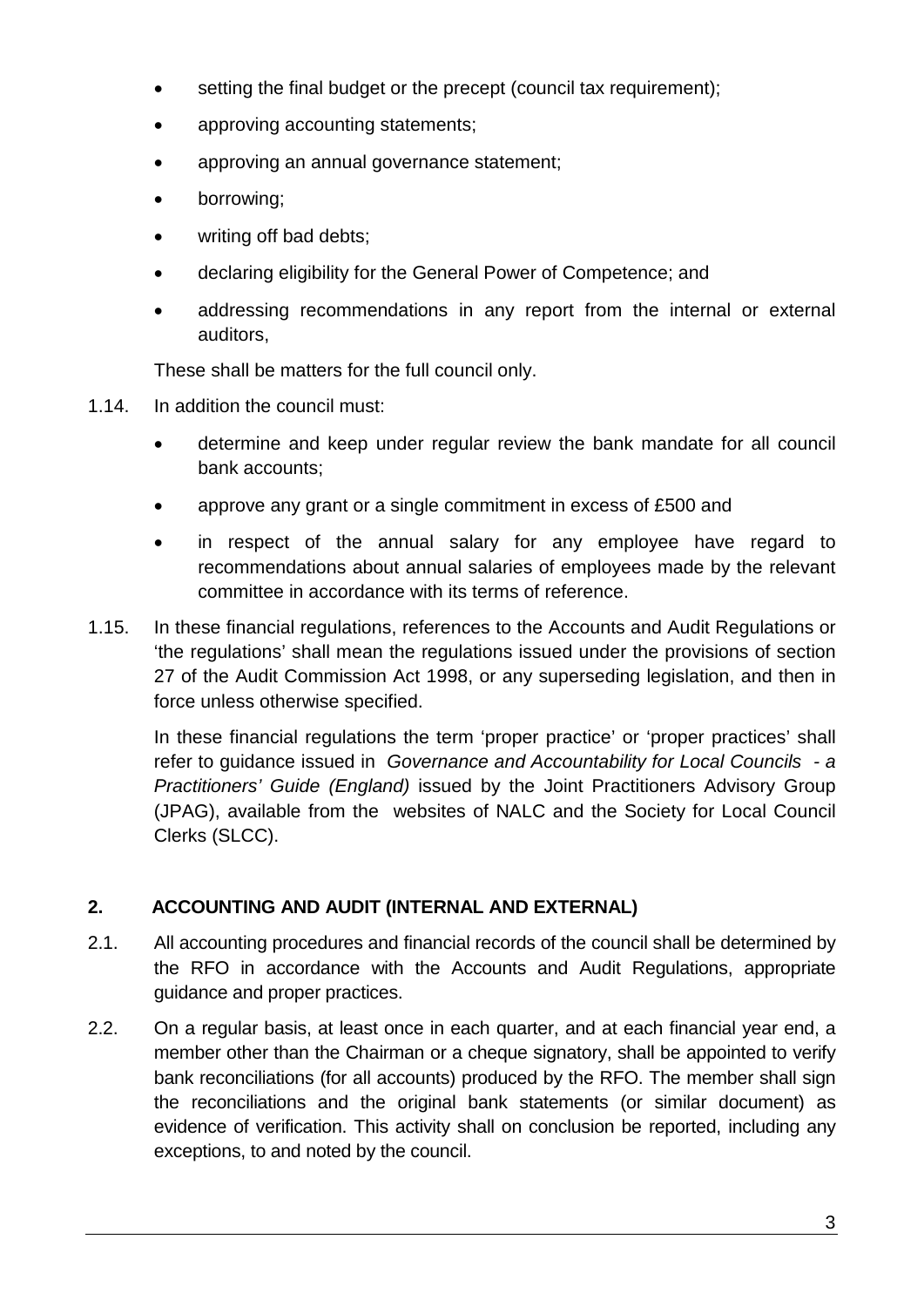- setting the final budget or the precept (council tax requirement);
- approving accounting statements;
- approving an annual governance statement;
- borrowing;
- writing off bad debts;
- declaring eligibility for the General Power of Competence; and
- addressing recommendations in any report from the internal or external auditors,

These shall be matters for the full council only.

1.14. In addition the council must:

- determine and keep under regular review the bank mandate for all council bank accounts;
- approve any grant or a single commitment in excess of £500 and
- in respect of the annual salary for any employee have regard to recommendations about annual salaries of employees made by the relevant committee in accordance with its terms of reference.

1.15. In these financial regulations, references to the Accounts and Audit Regulations or 'the regulations' shall mean the regulations issued under the provisions of section 27 of the Audit Commission Act 1998, or any superseding legislation, and then in force unless otherwise specified.

In these financial regulations the term 'proper practice' or 'proper practices' shall refer to guidance issued in *Governance and Accountability for Local Councils - a Practitioners' Guide (England)* issued by the Joint Practitioners Advisory Group (JPAG), available from the websites of NALC and the Society for Local Council Clerks (SLCC).

## 2. ACCOUNTING AND AUDIT (INTERNAL AND EXTERNAL)

2.1. All accounting procedures and financial records of the council shall be determined by the RFO in accordance with the Accounts and Audit Regulations, appropriate guidance and proper practices.

2.2. On a regular basis, at least once in each quarter, and at each financial year end, a member other than the Chairman or a cheque signatory, shall be appointed to verify bank reconciliations (for all accounts) produced by the RFO. The member shall sign the reconciliations and the original bank statements (or similar document) as evidence of verification. This activity shall on conclusion be reported, including any exceptions, to and noted by the council.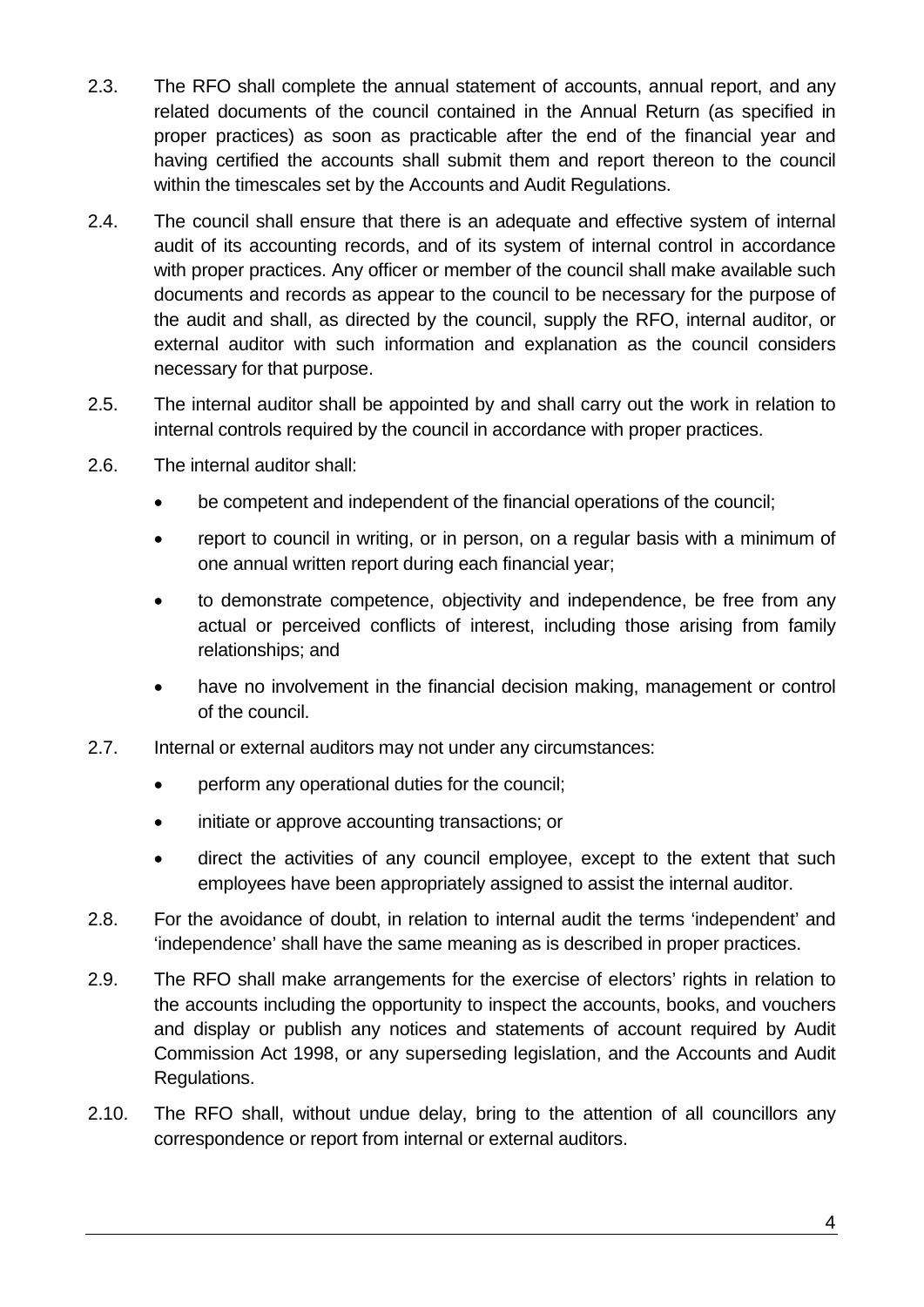2.3. The RFO shall complete the annual statement of accounts, annual report, and any related documents of the council contained in the Annual Return (as specified in proper practices) as soon as practicable after the end of the financial year and having certified the accounts shall submit them and report thereon to the council within the timescales set by the Accounts and Audit Regulations.

2.4. The council shall ensure that there is an adequate and effective system of internal audit of its accounting records, and of its system of internal control in accordance with proper practices. Any officer or member of the council shall make available such documents and records as appear to the council to be necessary for the purpose of the audit and shall, as directed by the council, supply the RFO, internal auditor, or external auditor with such information and explanation as the council considers necessary for that purpose.

2.5. The internal auditor shall be appointed by and shall carry out the work in relation to internal controls required by the council in accordance with proper practices.

2.6. The internal auditor shall:

- be competent and independent of the financial operations of the council;
- report to council in writing, or in person, on a regular basis with a minimum of one annual written report during each financial year;
- to demonstrate competence, objectivity and independence, be free from any actual or perceived conflicts of interest, including those arising from family relationships; and
- have no involvement in the financial decision making, management or control of the council.

2.7. Internal or external auditors may not under any circumstances:

- perform any operational duties for the council;
- initiate or approve accounting transactions; or
- direct the activities of any council employee, except to the extent that such employees have been appropriately assigned to assist the internal auditor.

2.8. For the avoidance of doubt, in relation to internal audit the terms 'independent' and 'independence' shall have the same meaning as is described in proper practices.

2.9. The RFO shall make arrangements for the exercise of electors' rights in relation to the accounts including the opportunity to inspect the accounts, books, and vouchers and display or publish any notices and statements of account required by Audit Commission Act 1998, or any superseding legislation, and the Accounts and Audit Regulations.

2.10. The RFO shall, without undue delay, bring to the attention of all councillors any correspondence or report from internal or external auditors.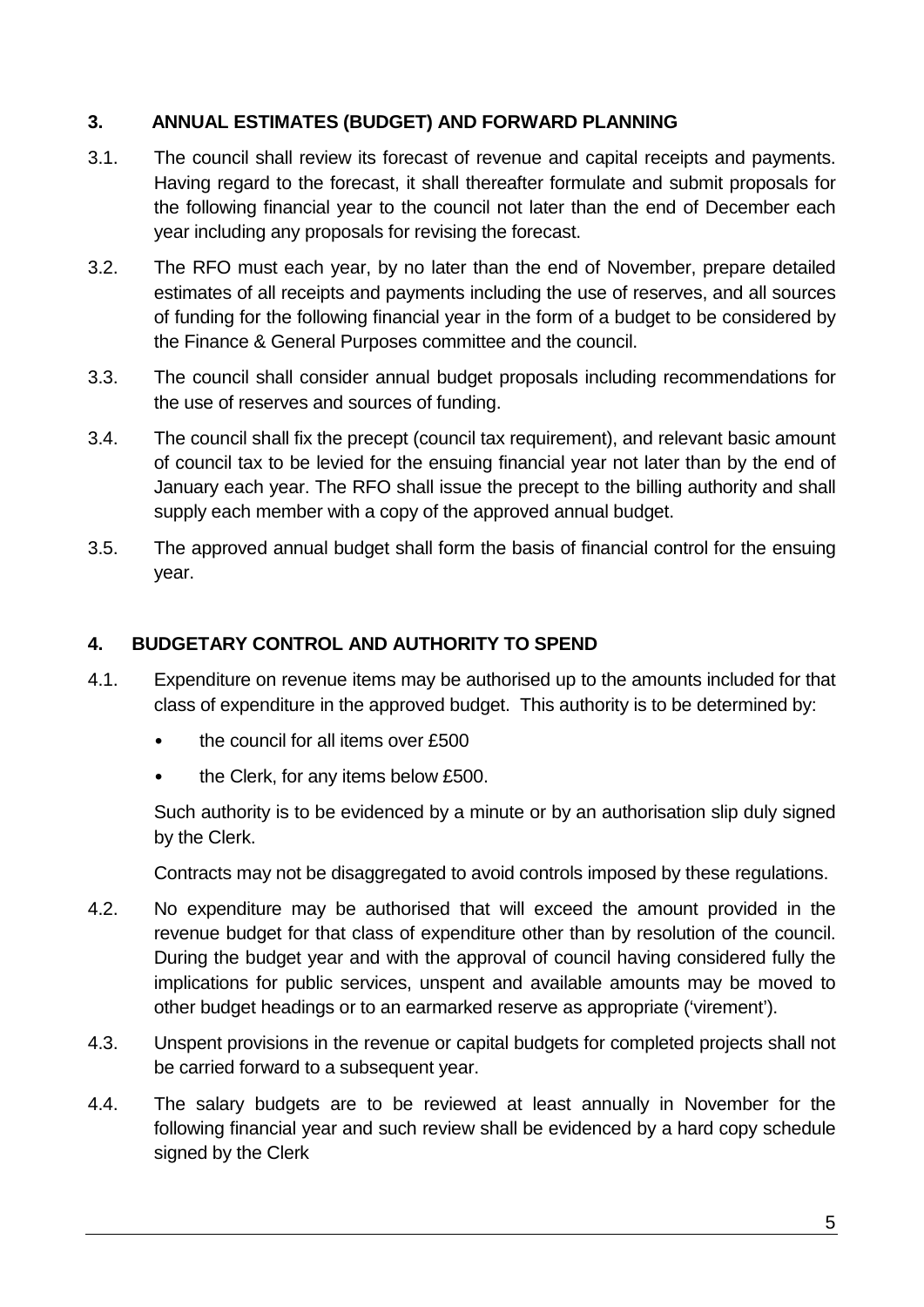## 3. ANNUAL ESTIMATES (BUDGET) AND FORWARD PLANNING

3.1. The council shall review its forecast of revenue and capital receipts and payments. Having regard to the forecast, it shall thereafter formulate and submit proposals for the following financial year to the council not later than the end of December each year including any proposals for revising the forecast.

3.2. The RFO must each year, by no later than the end of November, prepare detailed estimates of all receipts and payments including the use of reserves, and all sources of funding for the following financial year in the form of a budget to be considered by the Finance & General Purposes committee and the council.

3.3. The council shall consider annual budget proposals including recommendations for the use of reserves and sources of funding.

3.4. The council shall fix the precept (council tax requirement), and relevant basic amount of council tax to be levied for the ensuing financial year not later than by the end of January each year. The RFO shall issue the precept to the billing authority and shall supply each member with a copy of the approved annual budget.

3.5. The approved annual budget shall form the basis of financial control for the ensuing year.

## 4. BUDGETARY CONTROL AND AUTHORITY TO SPEND

4.1. Expenditure on revenue items may be authorised up to the amounts included for that class of expenditure in the approved budget. This authority is to be determined by:

- the council for all items over £500
- the Clerk, for any items below £500.

Such authority is to be evidenced by a minute or by an authorisation slip duly signed by the Clerk.

Contracts may not be disaggregated to avoid controls imposed by these regulations.

4.2. No expenditure may be authorised that will exceed the amount provided in the revenue budget for that class of expenditure other than by resolution of the council. During the budget year and with the approval of council having considered fully the implications for public services, unspent and available amounts may be moved to other budget headings or to an earmarked reserve as appropriate ('virement').

4.3. Unspent provisions in the revenue or capital budgets for completed projects shall not be carried forward to a subsequent year.

4.4. The salary budgets are to be reviewed at least annually in November for the following financial year and such review shall be evidenced by a hard copy schedule signed by the Clerk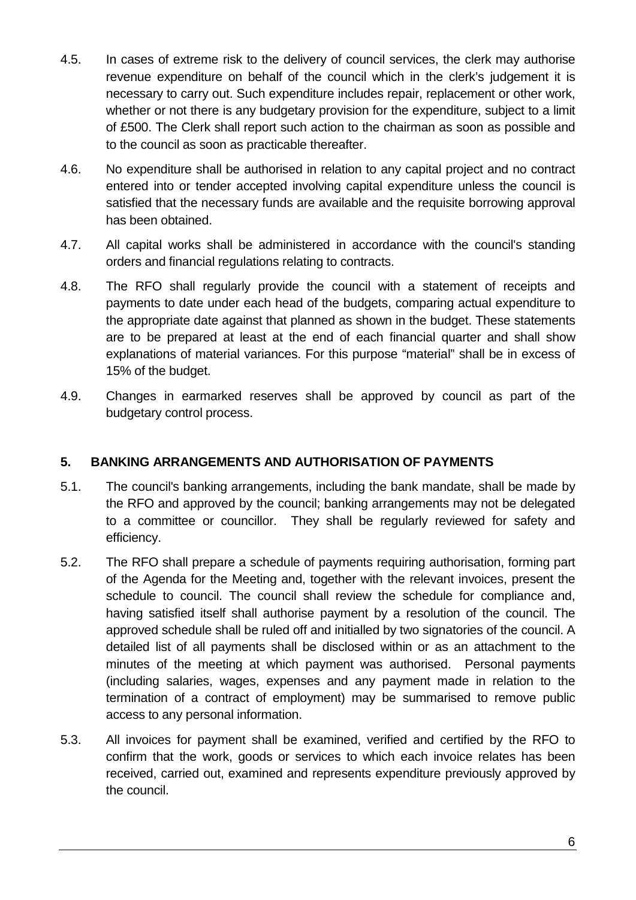4.5. In cases of extreme risk to the delivery of council services, the clerk may authorise revenue expenditure on behalf of the council which in the clerk's judgement it is necessary to carry out. Such expenditure includes repair, replacement or other work, whether or not there is any budgetary provision for the expenditure, subject to a limit of £500. The Clerk shall report such action to the chairman as soon as possible and to the council as soon as practicable thereafter.

4.6. No expenditure shall be authorised in relation to any capital project and no contract entered into or tender accepted involving capital expenditure unless the council is satisfied that the necessary funds are available and the requisite borrowing approval has been obtained.

4.7. All capital works shall be administered in accordance with the council's standing orders and financial regulations relating to contracts.

4.8. The RFO shall regularly provide the council with a statement of receipts and payments to date under each head of the budgets, comparing actual expenditure to the appropriate date against that planned as shown in the budget. These statements are to be prepared at least at the end of each financial quarter and shall show explanations of material variances. For this purpose "material" shall be in excess of 15% of the budget.

4.9. Changes in earmarked reserves shall be approved by council as part of the budgetary control process.

## 5. BANKING ARRANGEMENTS AND AUTHORISATION OF PAYMENTS

5.1. The council's banking arrangements, including the bank mandate, shall be made by the RFO and approved by the council; banking arrangements may not be delegated to a committee or councillor. They shall be regularly reviewed for safety and efficiency.

5.2. The RFO shall prepare a schedule of payments requiring authorisation, forming part of the Agenda for the Meeting and, together with the relevant invoices, present the schedule to council. The council shall review the schedule for compliance and, having satisfied itself shall authorise payment by a resolution of the council. The approved schedule shall be ruled off and initialled by two signatories of the council. A detailed list of all payments shall be disclosed within or as an attachment to the minutes of the meeting at which payment was authorised. Personal payments (including salaries, wages, expenses and any payment made in relation to the termination of a contract of employment) may be summarised to remove public access to any personal information.

5.3. All invoices for payment shall be examined, verified and certified by the RFO to confirm that the work, goods or services to which each invoice relates has been received, carried out, examined and represents expenditure previously approved by the council.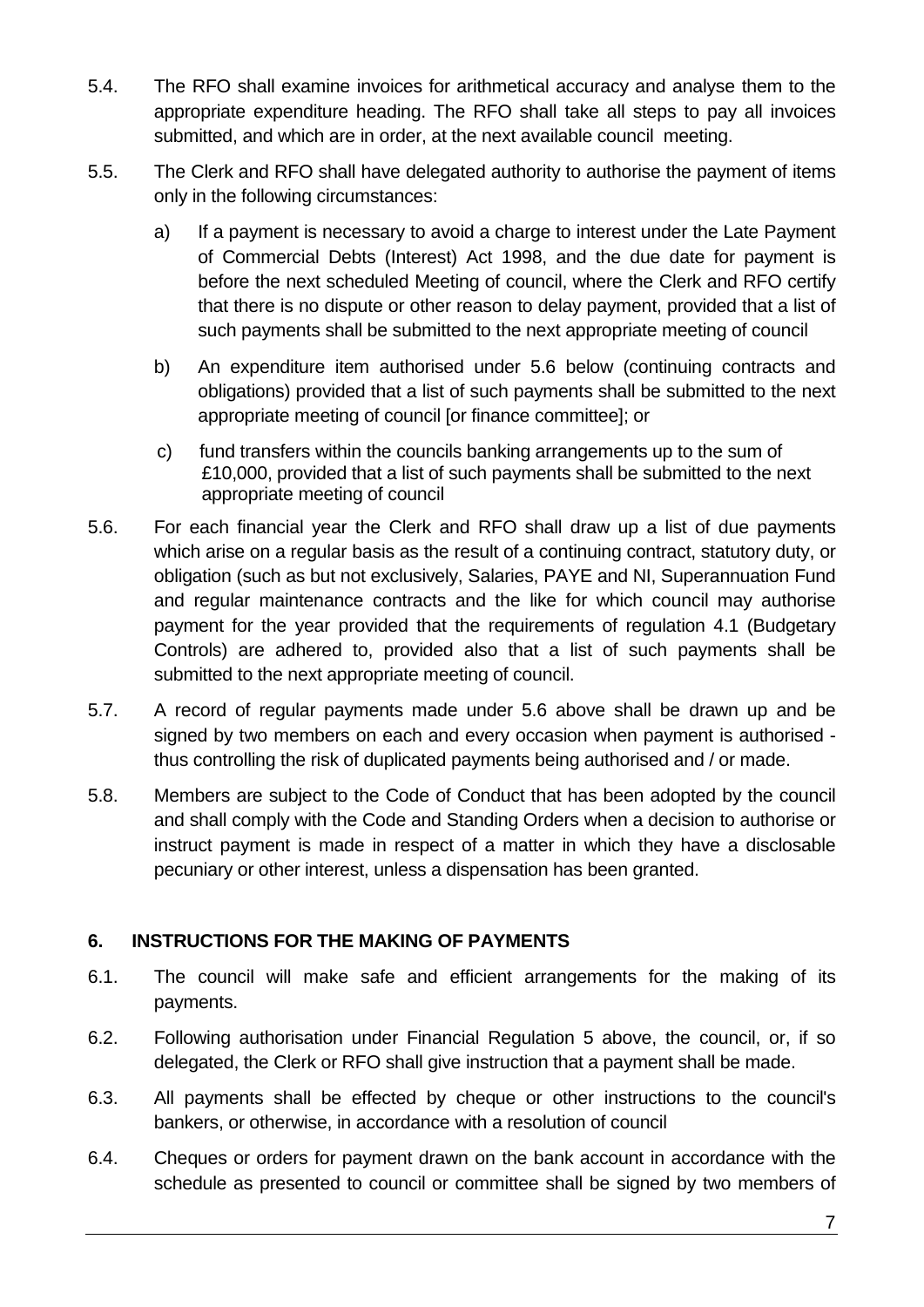5.4. The RFO shall examine invoices for arithmetical accuracy and analyse them to the appropriate expenditure heading. The RFO shall take all steps to pay all invoices submitted, and which are in order, at the next available council meeting.

5.5. The Clerk and RFO shall have delegated authority to authorise the payment of items only in the following circumstances:

a) If a payment is necessary to avoid a charge to interest under the Late Payment of Commercial Debts (Interest) Act 1998, and the due date for payment is before the next scheduled Meeting of council, where the Clerk and RFO certify that there is no dispute or other reason to delay payment, provided that a list of such payments shall be submitted to the next appropriate meeting of council

b) An expenditure item authorised under 5.6 below (continuing contracts and obligations) provided that a list of such payments shall be submitted to the next appropriate meeting of council [or finance committee]; or

c) fund transfers within the councils banking arrangements up to the sum of £10,000, provided that a list of such payments shall be submitted to the next appropriate meeting of council

5.6. For each financial year the Clerk and RFO shall draw up a list of due payments which arise on a regular basis as the result of a continuing contract, statutory duty, or obligation (such as but not exclusively, Salaries, PAYE and NI, Superannuation Fund and regular maintenance contracts and the like for which council may authorise payment for the year provided that the requirements of regulation 4.1 (Budgetary Controls) are adhered to, provided also that a list of such payments shall be submitted to the next appropriate meeting of council.

5.7. A record of regular payments made under 5.6 above shall be drawn up and be signed by two members on each and every occasion when payment is authorised - thus controlling the risk of duplicated payments being authorised and / or made.

5.8. Members are subject to the Code of Conduct that has been adopted by the council and shall comply with the Code and Standing Orders when a decision to authorise or instruct payment is made in respect of a matter in which they have a disclosable pecuniary or other interest, unless a dispensation has been granted.

## 6. INSTRUCTIONS FOR THE MAKING OF PAYMENTS

6.1. The council will make safe and efficient arrangements for the making of its payments.

6.2. Following authorisation under Financial Regulation 5 above, the council, or, if so delegated, the Clerk or RFO shall give instruction that a payment shall be made.

6.3. All payments shall be effected by cheque or other instructions to the council's bankers, or otherwise, in accordance with a resolution of council

6.4. Cheques or orders for payment drawn on the bank account in accordance with the schedule as presented to council or committee shall be signed by two members of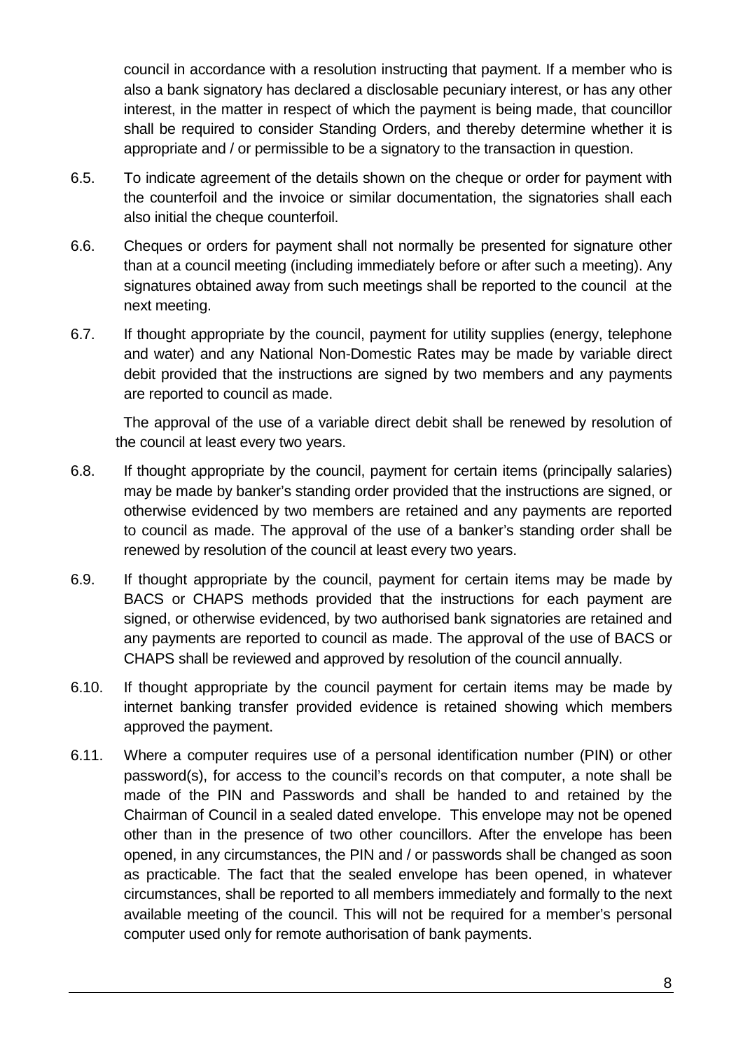council in accordance with a resolution instructing that payment. If a member who is also a bank signatory has declared a disclosable pecuniary interest, or has any other interest, in the matter in respect of which the payment is being made, that councillor shall be required to consider Standing Orders, and thereby determine whether it is appropriate and / or permissible to be a signatory to the transaction in question.

6.5. To indicate agreement of the details shown on the cheque or order for payment with the counterfoil and the invoice or similar documentation, the signatories shall each also initial the cheque counterfoil.

6.6. Cheques or orders for payment shall not normally be presented for signature other than at a council meeting (including immediately before or after such a meeting). Any signatures obtained away from such meetings shall be reported to the council at the next meeting.

6.7. If thought appropriate by the council, payment for utility supplies (energy, telephone and water) and any National Non-Domestic Rates may be made by variable direct debit provided that the instructions are signed by two members and any payments are reported to council as made.

The approval of the use of a variable direct debit shall be renewed by resolution of the council at least every two years.

6.8. If thought appropriate by the council, payment for certain items (principally salaries) may be made by banker's standing order provided that the instructions are signed, or otherwise evidenced by two members are retained and any payments are reported to council as made. The approval of the use of a banker's standing order shall be renewed by resolution of the council at least every two years.

6.9. If thought appropriate by the council, payment for certain items may be made by BACS or CHAPS methods provided that the instructions for each payment are signed, or otherwise evidenced, by two authorised bank signatories are retained and any payments are reported to council as made. The approval of the use of BACS or CHAPS shall be reviewed and approved by resolution of the council annually.

6.10. If thought appropriate by the council payment for certain items may be made by internet banking transfer provided evidence is retained showing which members approved the payment.

6.11. Where a computer requires use of a personal identification number (PIN) or other password(s), for access to the council's records on that computer, a note shall be made of the PIN and Passwords and shall be handed to and retained by the Chairman of Council in a sealed dated envelope. This envelope may not be opened other than in the presence of two other councillors. After the envelope has been opened, in any circumstances, the PIN and / or passwords shall be changed as soon as practicable. The fact that the sealed envelope has been opened, in whatever circumstances, shall be reported to all members immediately and formally to the next available meeting of the council. This will not be required for a member's personal computer used only for remote authorisation of bank payments.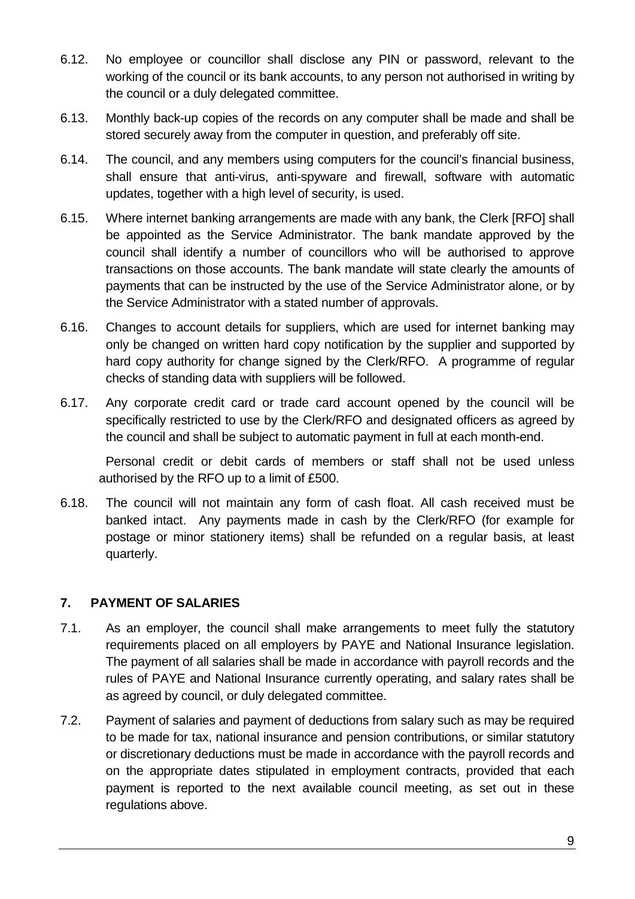6.12. No employee or councillor shall disclose any PIN or password, relevant to the working of the council or its bank accounts, to any person not authorised in writing by the council or a duly delegated committee.

6.13. Monthly back-up copies of the records on any computer shall be made and shall be stored securely away from the computer in question, and preferably off site.

6.14. The council, and any members using computers for the council's financial business, shall ensure that anti-virus, anti-spyware and firewall, software with automatic updates, together with a high level of security, is used.

6.15. Where internet banking arrangements are made with any bank, the Clerk [RFO] shall be appointed as the Service Administrator. The bank mandate approved by the council shall identify a number of councillors who will be authorised to approve transactions on those accounts. The bank mandate will state clearly the amounts of payments that can be instructed by the use of the Service Administrator alone, or by the Service Administrator with a stated number of approvals.

6.16. Changes to account details for suppliers, which are used for internet banking may only be changed on written hard copy notification by the supplier and supported by hard copy authority for change signed by the Clerk/RFO. A programme of regular checks of standing data with suppliers will be followed.

6.17. Any corporate credit card or trade card account opened by the council will be specifically restricted to use by the Clerk/RFO and designated officers as agreed by the council and shall be subject to automatic payment in full at each month-end.

Personal credit or debit cards of members or staff shall not be used unless authorised by the RFO up to a limit of £500.

6.18. The council will not maintain any form of cash float. All cash received must be banked intact. Any payments made in cash by the Clerk/RFO (for example for postage or minor stationery items) shall be refunded on a regular basis, at least quarterly.

## 7. PAYMENT OF SALARIES

7.1. As an employer, the council shall make arrangements to meet fully the statutory requirements placed on all employers by PAYE and National Insurance legislation. The payment of all salaries shall be made in accordance with payroll records and the rules of PAYE and National Insurance currently operating, and salary rates shall be as agreed by council, or duly delegated committee.

7.2. Payment of salaries and payment of deductions from salary such as may be required to be made for tax, national insurance and pension contributions, or similar statutory or discretionary deductions must be made in accordance with the payroll records and on the appropriate dates stipulated in employment contracts, provided that each payment is reported to the next available council meeting, as set out in these regulations above.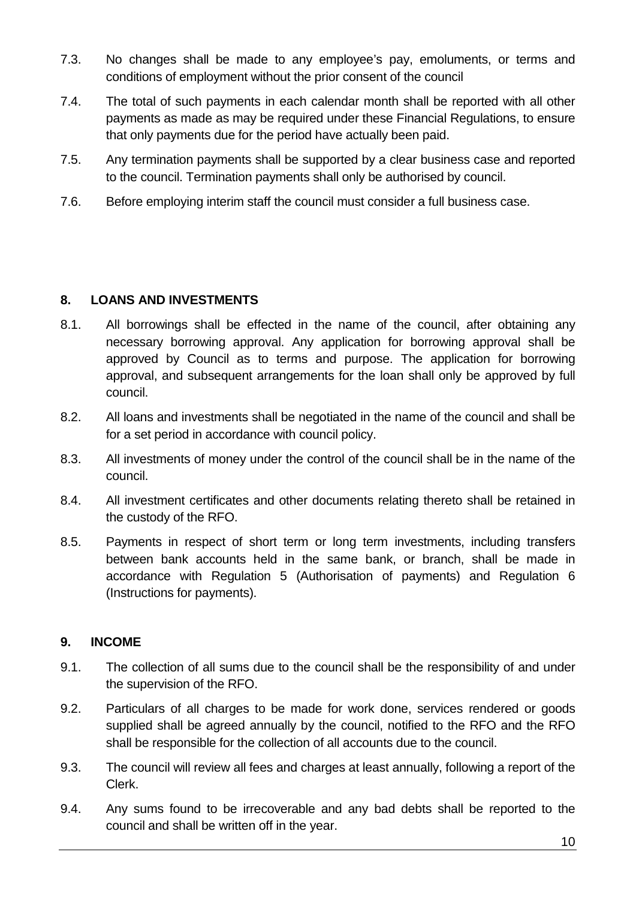7.3. No changes shall be made to any employee's pay, emoluments, or terms and conditions of employment without the prior consent of the council

7.4. The total of such payments in each calendar month shall be reported with all other payments as made as may be required under these Financial Regulations, to ensure that only payments due for the period have actually been paid.

7.5. Any termination payments shall be supported by a clear business case and reported to the council. Termination payments shall only be authorised by council.

7.6. Before employing interim staff the council must consider a full business case.

## 8. LOANS AND INVESTMENTS

8.1. All borrowings shall be effected in the name of the council, after obtaining any necessary borrowing approval. Any application for borrowing approval shall be approved by Council as to terms and purpose. The application for borrowing approval, and subsequent arrangements for the loan shall only be approved by full council.

8.2. All loans and investments shall be negotiated in the name of the council and shall be for a set period in accordance with council policy.

8.3. All investments of money under the control of the council shall be in the name of the council.

8.4. All investment certificates and other documents relating thereto shall be retained in the custody of the RFO.

8.5. Payments in respect of short term or long term investments, including transfers between bank accounts held in the same bank, or branch, shall be made in accordance with Regulation 5 (Authorisation of payments) and Regulation 6 (Instructions for payments).

## 9. INCOME

9.1. The collection of all sums due to the council shall be the responsibility of and under the supervision of the RFO.

9.2. Particulars of all charges to be made for work done, services rendered or goods supplied shall be agreed annually by the council, notified to the RFO and the RFO shall be responsible for the collection of all accounts due to the council.

9.3. The council will review all fees and charges at least annually, following a report of the Clerk.

9.4. Any sums found to be irrecoverable and any bad debts shall be reported to the council and shall be written off in the year.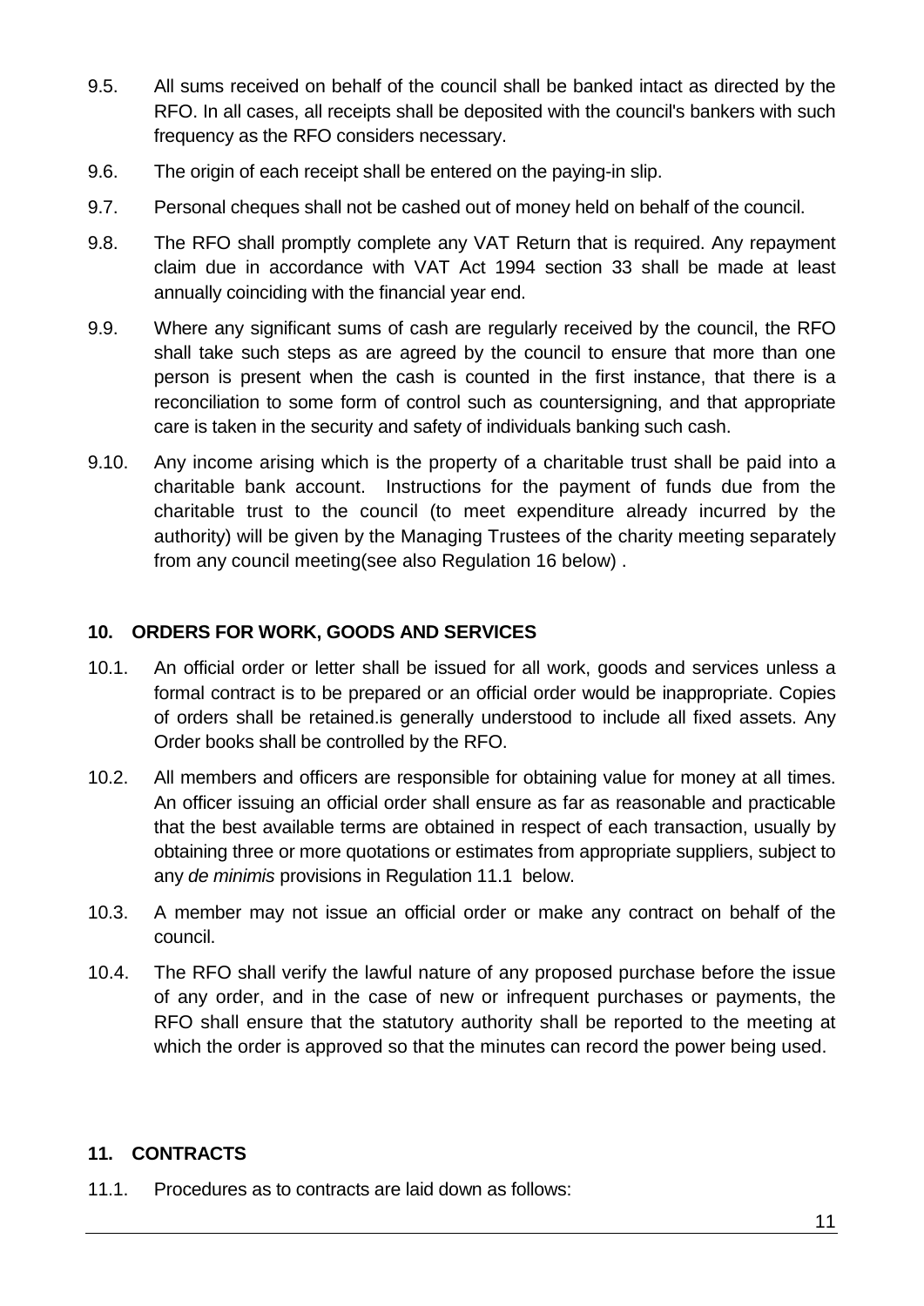9.5. All sums received on behalf of the council shall be banked intact as directed by the RFO. In all cases, all receipts shall be deposited with the council's bankers with such frequency as the RFO considers necessary.

9.6. The origin of each receipt shall be entered on the paying-in slip.

9.7. Personal cheques shall not be cashed out of money held on behalf of the council.

9.8. The RFO shall promptly complete any VAT Return that is required. Any repayment claim due in accordance with VAT Act 1994 section 33 shall be made at least annually coinciding with the financial year end.

9.9. Where any significant sums of cash are regularly received by the council, the RFO shall take such steps as are agreed by the council to ensure that more than one person is present when the cash is counted in the first instance, that there is a reconciliation to some form of control such as countersigning, and that appropriate care is taken in the security and safety of individuals banking such cash.

9.10. Any income arising which is the property of a charitable trust shall be paid into a charitable bank account. Instructions for the payment of funds due from the charitable trust to the council (to meet expenditure already incurred by the authority) will be given by the Managing Trustees of the charity meeting separately from any council meeting(see also Regulation 16 below) .

## 10. ORDERS FOR WORK, GOODS AND SERVICES

10.1. An official order or letter shall be issued for all work, goods and services unless a formal contract is to be prepared or an official order would be inappropriate. Copies of orders shall be retained.is generally understood to include all fixed assets. Any Order books shall be controlled by the RFO.

10.2. All members and officers are responsible for obtaining value for money at all times. An officer issuing an official order shall ensure as far as reasonable and practicable that the best available terms are obtained in respect of each transaction, usually by obtaining three or more quotations or estimates from appropriate suppliers, subject to any *de minimis* provisions in Regulation 11.1 below.

10.3. A member may not issue an official order or make any contract on behalf of the council.

10.4. The RFO shall verify the lawful nature of any proposed purchase before the issue of any order, and in the case of new or infrequent purchases or payments, the RFO shall ensure that the statutory authority shall be reported to the meeting at which the order is approved so that the minutes can record the power being used.

## 11. CONTRACTS

11.1. Procedures as to contracts are laid down as follows: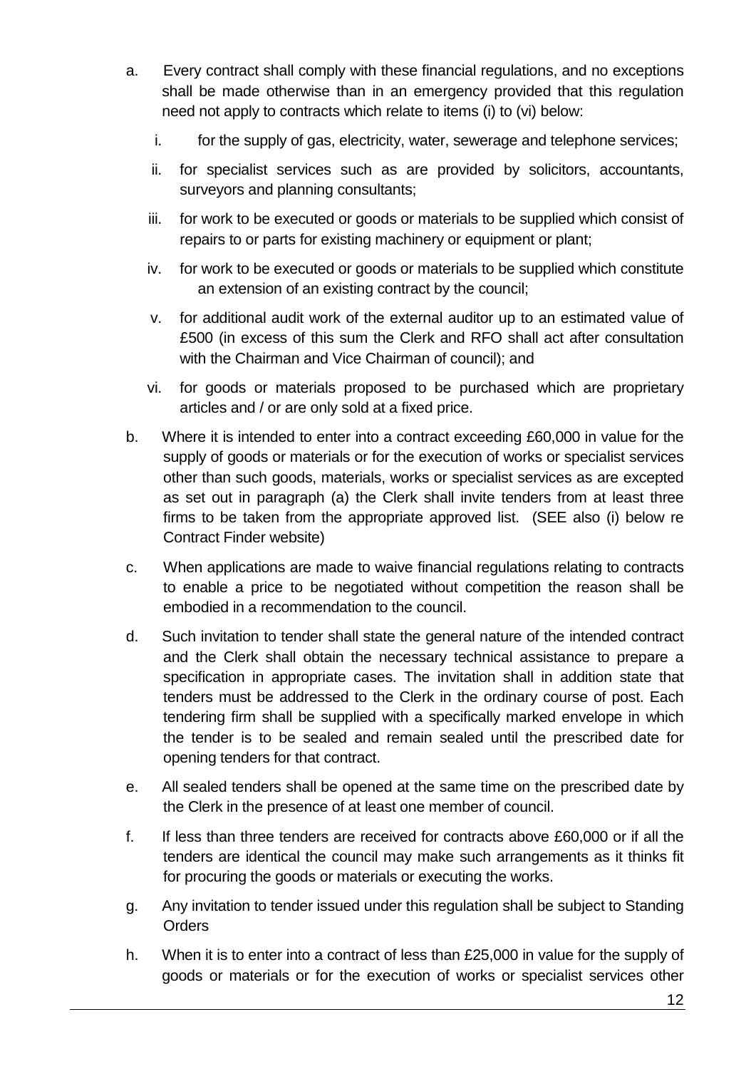a. Every contract shall comply with these financial regulations, and no exceptions shall be made otherwise than in an emergency provided that this regulation need not apply to contracts which relate to items (i) to (vi) below:

   i. for the supply of gas, electricity, water, sewerage and telephone services;

   ii. for specialist services such as are provided by solicitors, accountants, surveyors and planning consultants;

   iii. for work to be executed or goods or materials to be supplied which consist of repairs to or parts for existing machinery or equipment or plant;

   iv. for work to be executed or goods or materials to be supplied which constitute an extension of an existing contract by the council;

   v. for additional audit work of the external auditor up to an estimated value of £500 (in excess of this sum the Clerk and RFO shall act after consultation with the Chairman and Vice Chairman of council); and

   vi. for goods or materials proposed to be purchased which are proprietary articles and / or are only sold at a fixed price.

b. Where it is intended to enter into a contract exceeding £60,000 in value for the supply of goods or materials or for the execution of works or specialist services other than such goods, materials, works or specialist services as are excepted as set out in paragraph (a) the Clerk shall invite tenders from at least three firms to be taken from the appropriate approved list. (SEE also (i) below re Contract Finder website)

c. When applications are made to waive financial regulations relating to contracts to enable a price to be negotiated without competition the reason shall be embodied in a recommendation to the council.

d. Such invitation to tender shall state the general nature of the intended contract and the Clerk shall obtain the necessary technical assistance to prepare a specification in appropriate cases. The invitation shall in addition state that tenders must be addressed to the Clerk in the ordinary course of post. Each tendering firm shall be supplied with a specifically marked envelope in which the tender is to be sealed and remain sealed until the prescribed date for opening tenders for that contract.

e. All sealed tenders shall be opened at the same time on the prescribed date by the Clerk in the presence of at least one member of council.

f. If less than three tenders are received for contracts above £60,000 or if all the tenders are identical the council may make such arrangements as it thinks fit for procuring the goods or materials or executing the works.

g. Any invitation to tender issued under this regulation shall be subject to Standing Orders

h. When it is to enter into a contract of less than £25,000 in value for the supply of goods or materials or for the execution of works or specialist services other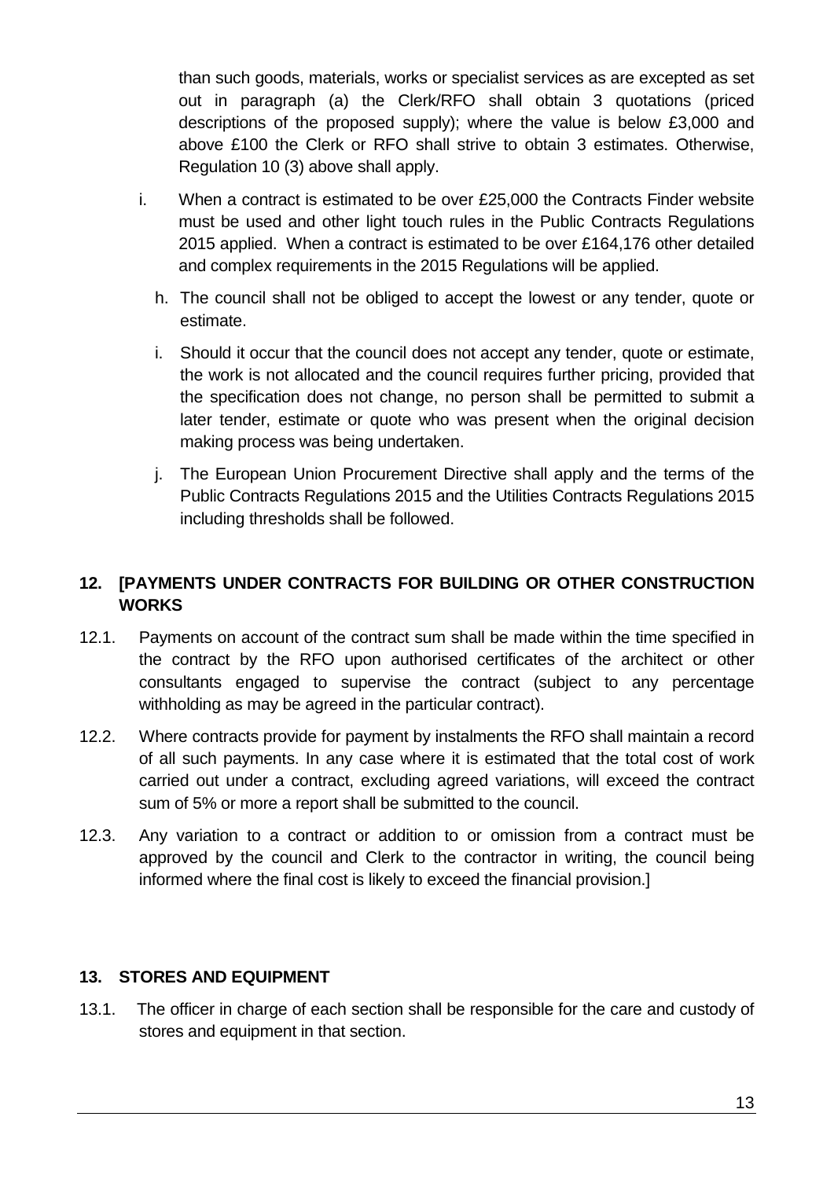than such goods, materials, works or specialist services as are excepted as set out in paragraph (a) the Clerk/RFO shall obtain 3 quotations (priced descriptions of the proposed supply); where the value is below £3,000 and above £100 the Clerk or RFO shall strive to obtain 3 estimates. Otherwise, Regulation 10 (3) above shall apply.

i. When a contract is estimated to be over £25,000 the Contracts Finder website must be used and other light touch rules in the Public Contracts Regulations 2015 applied. When a contract is estimated to be over £164,176 other detailed and complex requirements in the 2015 Regulations will be applied.

h. The council shall not be obliged to accept the lowest or any tender, quote or estimate.

i. Should it occur that the council does not accept any tender, quote or estimate, the work is not allocated and the council requires further pricing, provided that the specification does not change, no person shall be permitted to submit a later tender, estimate or quote who was present when the original decision making process was being undertaken.

j. The European Union Procurement Directive shall apply and the terms of the Public Contracts Regulations 2015 and the Utilities Contracts Regulations 2015 including thresholds shall be followed.

## 12. [PAYMENTS UNDER CONTRACTS FOR BUILDING OR OTHER CONSTRUCTION WORKS

12.1. Payments on account of the contract sum shall be made within the time specified in the contract by the RFO upon authorised certificates of the architect or other consultants engaged to supervise the contract (subject to any percentage withholding as may be agreed in the particular contract).

12.2. Where contracts provide for payment by instalments the RFO shall maintain a record of all such payments. In any case where it is estimated that the total cost of work carried out under a contract, excluding agreed variations, will exceed the contract sum of 5% or more a report shall be submitted to the council.

12.3. Any variation to a contract or addition to or omission from a contract must be approved by the council and Clerk to the contractor in writing, the council being informed where the final cost is likely to exceed the financial provision.]

## 13. STORES AND EQUIPMENT

13.1. The officer in charge of each section shall be responsible for the care and custody of stores and equipment in that section.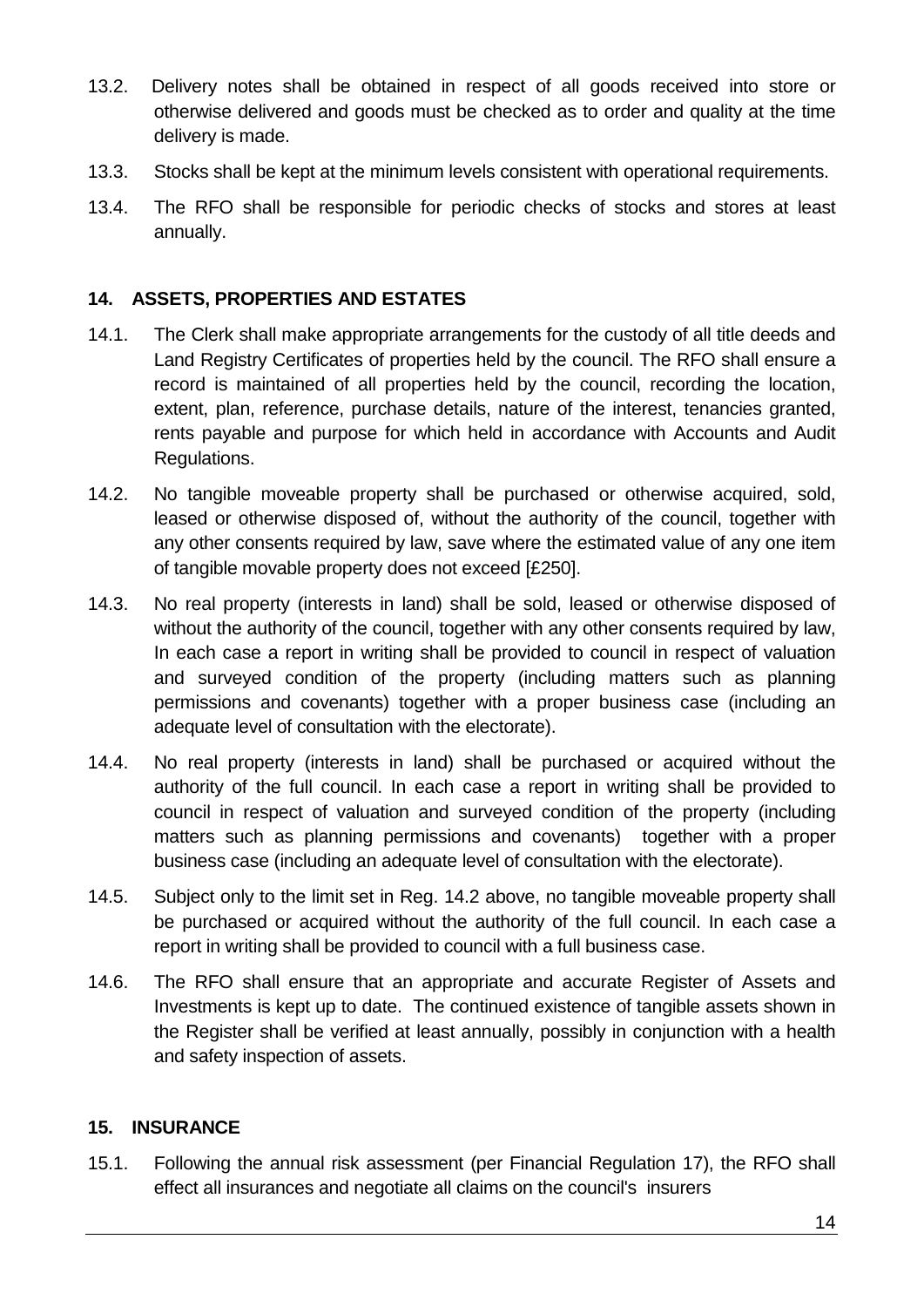13.2. Delivery notes shall be obtained in respect of all goods received into store or otherwise delivered and goods must be checked as to order and quality at the time delivery is made.

13.3. Stocks shall be kept at the minimum levels consistent with operational requirements.

13.4. The RFO shall be responsible for periodic checks of stocks and stores at least annually.

## 14. ASSETS, PROPERTIES AND ESTATES

14.1. The Clerk shall make appropriate arrangements for the custody of all title deeds and Land Registry Certificates of properties held by the council. The RFO shall ensure a record is maintained of all properties held by the council, recording the location, extent, plan, reference, purchase details, nature of the interest, tenancies granted, rents payable and purpose for which held in accordance with Accounts and Audit Regulations.

14.2. No tangible moveable property shall be purchased or otherwise acquired, sold, leased or otherwise disposed of, without the authority of the council, together with any other consents required by law, save where the estimated value of any one item of tangible movable property does not exceed [£250].

14.3. No real property (interests in land) shall be sold, leased or otherwise disposed of without the authority of the council, together with any other consents required by law, In each case a report in writing shall be provided to council in respect of valuation and surveyed condition of the property (including matters such as planning permissions and covenants) together with a proper business case (including an adequate level of consultation with the electorate).

14.4. No real property (interests in land) shall be purchased or acquired without the authority of the full council. In each case a report in writing shall be provided to council in respect of valuation and surveyed condition of the property (including matters such as planning permissions and covenants) together with a proper business case (including an adequate level of consultation with the electorate).

14.5. Subject only to the limit set in Reg. 14.2 above, no tangible moveable property shall be purchased or acquired without the authority of the full council. In each case a report in writing shall be provided to council with a full business case.

14.6. The RFO shall ensure that an appropriate and accurate Register of Assets and Investments is kept up to date. The continued existence of tangible assets shown in the Register shall be verified at least annually, possibly in conjunction with a health and safety inspection of assets.

## 15. INSURANCE

15.1. Following the annual risk assessment (per Financial Regulation 17), the RFO shall effect all insurances and negotiate all claims on the council's insurers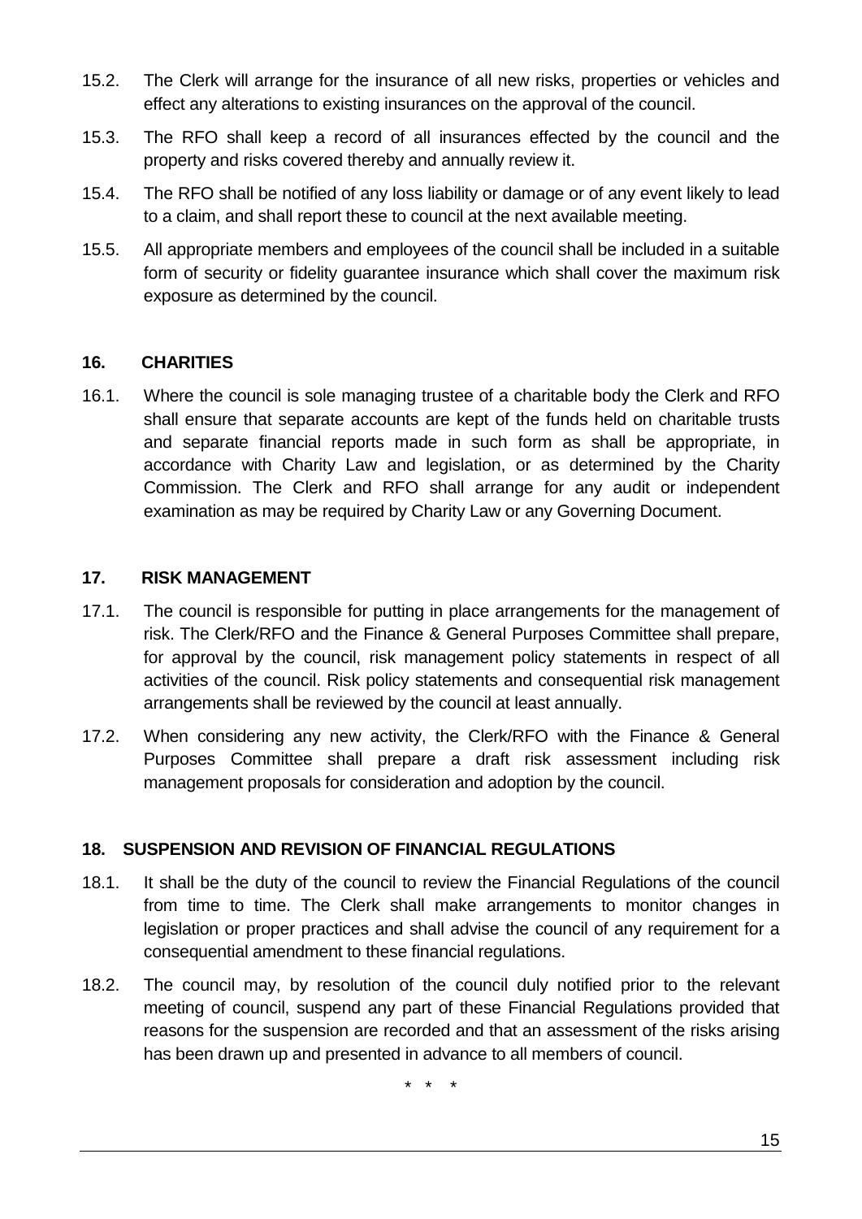15.2. The Clerk will arrange for the insurance of all new risks, properties or vehicles and effect any alterations to existing insurances on the approval of the council.

15.3. The RFO shall keep a record of all insurances effected by the council and the property and risks covered thereby and annually review it.

15.4. The RFO shall be notified of any loss liability or damage or of any event likely to lead to a claim, and shall report these to council at the next available meeting.

15.5. All appropriate members and employees of the council shall be included in a suitable form of security or fidelity guarantee insurance which shall cover the maximum risk exposure as determined by the council.

## 16. CHARITIES

16.1. Where the council is sole managing trustee of a charitable body the Clerk and RFO shall ensure that separate accounts are kept of the funds held on charitable trusts and separate financial reports made in such form as shall be appropriate, in accordance with Charity Law and legislation, or as determined by the Charity Commission. The Clerk and RFO shall arrange for any audit or independent examination as may be required by Charity Law or any Governing Document.

## 17. RISK MANAGEMENT

17.1. The council is responsible for putting in place arrangements for the management of risk. The Clerk/RFO and the Finance & General Purposes Committee shall prepare, for approval by the council, risk management policy statements in respect of all activities of the council. Risk policy statements and consequential risk management arrangements shall be reviewed by the council at least annually.

17.2. When considering any new activity, the Clerk/RFO with the Finance & General Purposes Committee shall prepare a draft risk assessment including risk management proposals for consideration and adoption by the council.

## 18. SUSPENSION AND REVISION OF FINANCIAL REGULATIONS

18.1. It shall be the duty of the council to review the Financial Regulations of the council from time to time. The Clerk shall make arrangements to monitor changes in legislation or proper practices and shall advise the council of any requirement for a consequential amendment to these financial regulations.

18.2. The council may, by resolution of the council duly notified prior to the relevant meeting of council, suspend any part of these Financial Regulations provided that reasons for the suspension are recorded and that an assessment of the risks arising has been drawn up and presented in advance to all members of council.

\* \* \*